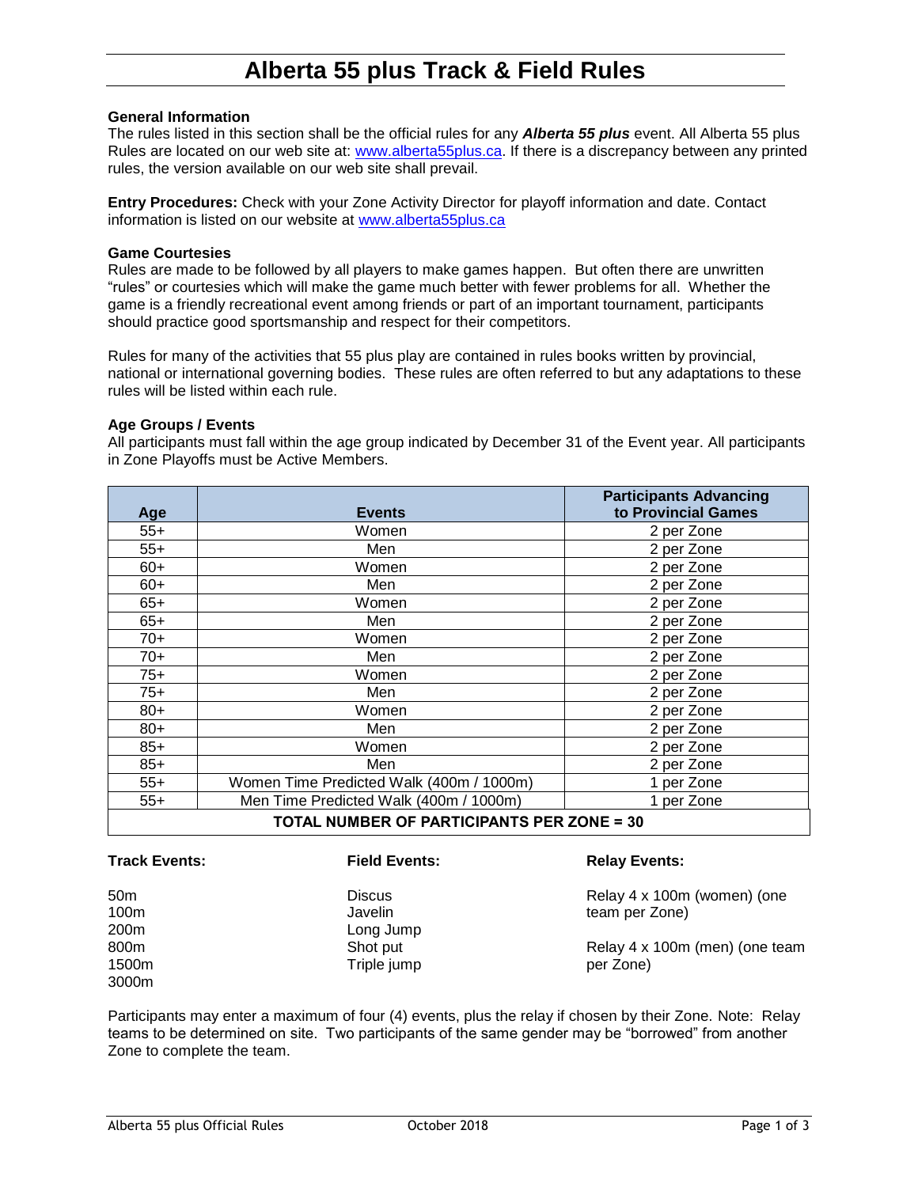# Alberta 55 plus Track & Field Rules

**General Information**
The rules listed in this section shall be the official rules for any ***Alberta 55 plus*** event. All Alberta 55 plus Rules are located on our web site at: www.alberta55plus.ca. If there is a discrepancy between any printed rules, the version available on our web site shall prevail.

**Entry Procedures:** Check with your Zone Activity Director for playoff information and date. Contact information is listed on our website at www.alberta55plus.ca

**Game Courtesies**
Rules are made to be followed by all players to make games happen. But often there are unwritten "rules" or courtesies which will make the game much better with fewer problems for all. Whether the game is a friendly recreational event among friends or part of an important tournament, participants should practice good sportsmanship and respect for their competitors.

Rules for many of the activities that 55 plus play are contained in rules books written by provincial, national or international governing bodies. These rules are often referred to but any adaptations to these rules will be listed within each rule.

**Age Groups / Events**
All participants must fall within the age group indicated by December 31 of the Event year. All participants in Zone Playoffs must be Active Members.

| Age | Events | Participants Advancing to Provincial Games |
|---|---|---|
| 55+ | Women | 2 per Zone |
| 55+ | Men | 2 per Zone |
| 60+ | Women | 2 per Zone |
| 60+ | Men | 2 per Zone |
| 65+ | Women | 2 per Zone |
| 65+ | Men | 2 per Zone |
| 70+ | Women | 2 per Zone |
| 70+ | Men | 2 per Zone |
| 75+ | Women | 2 per Zone |
| 75+ | Men | 2 per Zone |
| 80+ | Women | 2 per Zone |
| 80+ | Men | 2 per Zone |
| 85+ | Women | 2 per Zone |
| 85+ | Men | 2 per Zone |
| 55+ | Women Time Predicted Walk (400m / 1000m) | 1 per Zone |
| 55+ | Men Time Predicted Walk (400m / 1000m) | 1 per Zone |
| **TOTAL NUMBER OF PARTICIPANTS PER ZONE = 30** | | |

**Track Events:**

50m
100m
200m
800m
1500m
3000m

**Field Events:**

Discus
Javelin
Long Jump
Shot put
Triple jump

**Relay Events:**

Relay 4 x 100m (women) (one team per Zone)

Relay 4 x 100m (men) (one team per Zone)

Participants may enter a maximum of four (4) events, plus the relay if chosen by their Zone. Note: Relay teams to be determined on site. Two participants of the same gender may be "borrowed" from another Zone to complete the team.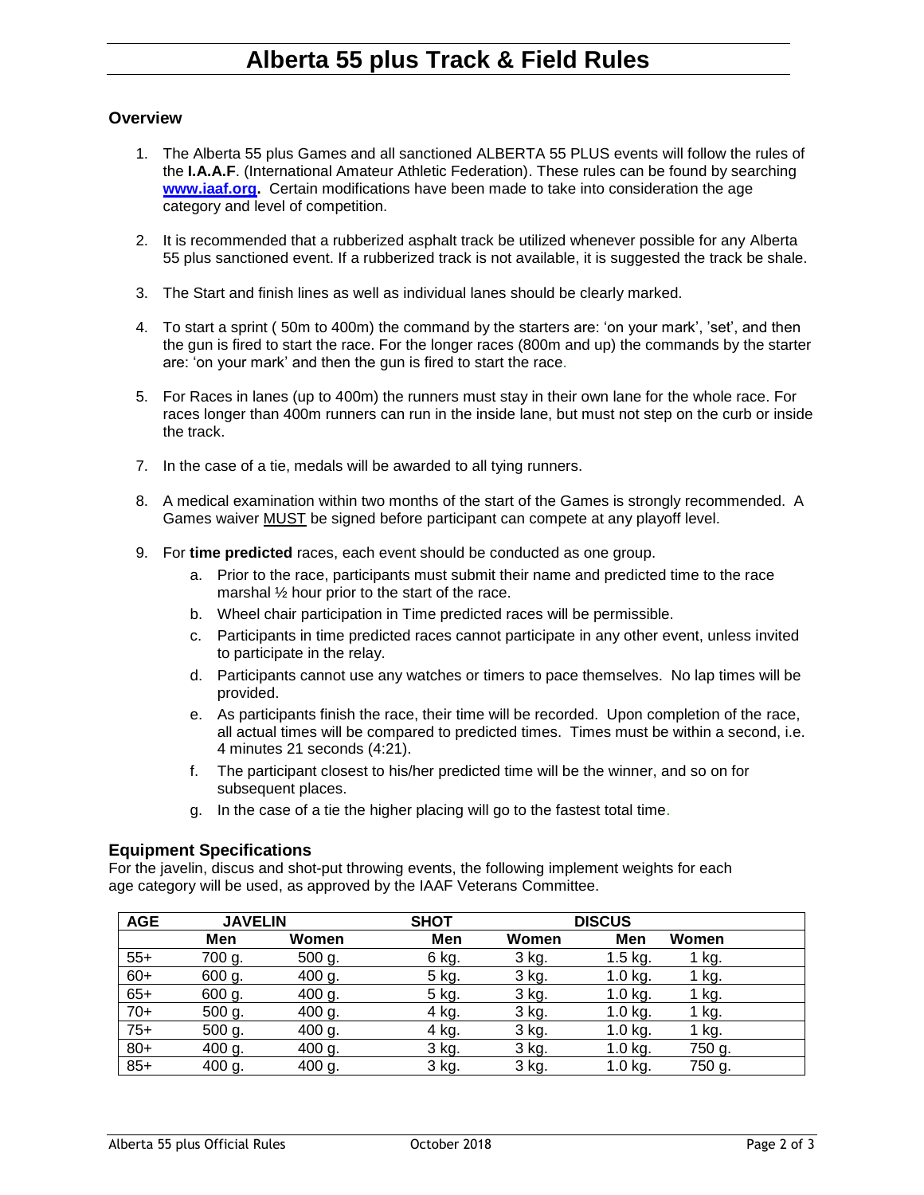# Alberta 55 plus Track & Field Rules

### Overview

1. The Alberta 55 plus Games and all sanctioned ALBERTA 55 PLUS events will follow the rules of the **I.A.A.F**. (International Amateur Athletic Federation). These rules can be found by searching **www.iaaf.org.** Certain modifications have been made to take into consideration the age category and level of competition.

2. It is recommended that a rubberized asphalt track be utilized whenever possible for any Alberta 55 plus sanctioned event. If a rubberized track is not available, it is suggested the track be shale.

3. The Start and finish lines as well as individual lanes should be clearly marked.

4. To start a sprint ( 50m to 400m) the command by the starters are: 'on your mark', 'set', and then the gun is fired to start the race. For the longer races (800m and up) the commands by the starter are: 'on your mark' and then the gun is fired to start the race.

5. For Races in lanes (up to 400m) the runners must stay in their own lane for the whole race. For races longer than 400m runners can run in the inside lane, but must not step on the curb or inside the track.

7. In the case of a tie, medals will be awarded to all tying runners.

8. A medical examination within two months of the start of the Games is strongly recommended. A Games waiver MUST be signed before participant can compete at any playoff level.

9. For **time predicted** races, each event should be conducted as one group.
   a. Prior to the race, participants must submit their name and predicted time to the race marshal ½ hour prior to the start of the race.
   b. Wheel chair participation in Time predicted races will be permissible.
   c. Participants in time predicted races cannot participate in any other event, unless invited to participate in the relay.
   d. Participants cannot use any watches or timers to pace themselves. No lap times will be provided.
   e. As participants finish the race, their time will be recorded. Upon completion of the race, all actual times will be compared to predicted times. Times must be within a second, i.e. 4 minutes 21 seconds (4:21).
   f. The participant closest to his/her predicted time will be the winner, and so on for subsequent places.
   g. In the case of a tie the higher placing will go to the fastest total time.

### Equipment Specifications

For the javelin, discus and shot-put throwing events, the following implement weights for each age category will be used, as approved by the IAAF Veterans Committee.

| AGE | JAVELIN | | SHOT | | DISCUS | |
|---|---|---|---|---|---|---|
| | Men | Women | Men | Women | Men | Women |
| 55+ | 700 g. | 500 g. | 6 kg. | 3 kg. | 1.5 kg. | 1 kg. |
| 60+ | 600 g. | 400 g. | 5 kg. | 3 kg. | 1.0 kg. | 1 kg. |
| 65+ | 600 g. | 400 g. | 5 kg. | 3 kg. | 1.0 kg. | 1 kg. |
| 70+ | 500 g. | 400 g. | 4 kg. | 3 kg. | 1.0 kg. | 1 kg. |
| 75+ | 500 g. | 400 g. | 4 kg. | 3 kg. | 1.0 kg. | 1 kg. |
| 80+ | 400 g. | 400 g. | 3 kg. | 3 kg. | 1.0 kg. | 750 g. |
| 85+ | 400 g. | 400 g. | 3 kg. | 3 kg. | 1.0 kg. | 750 g. |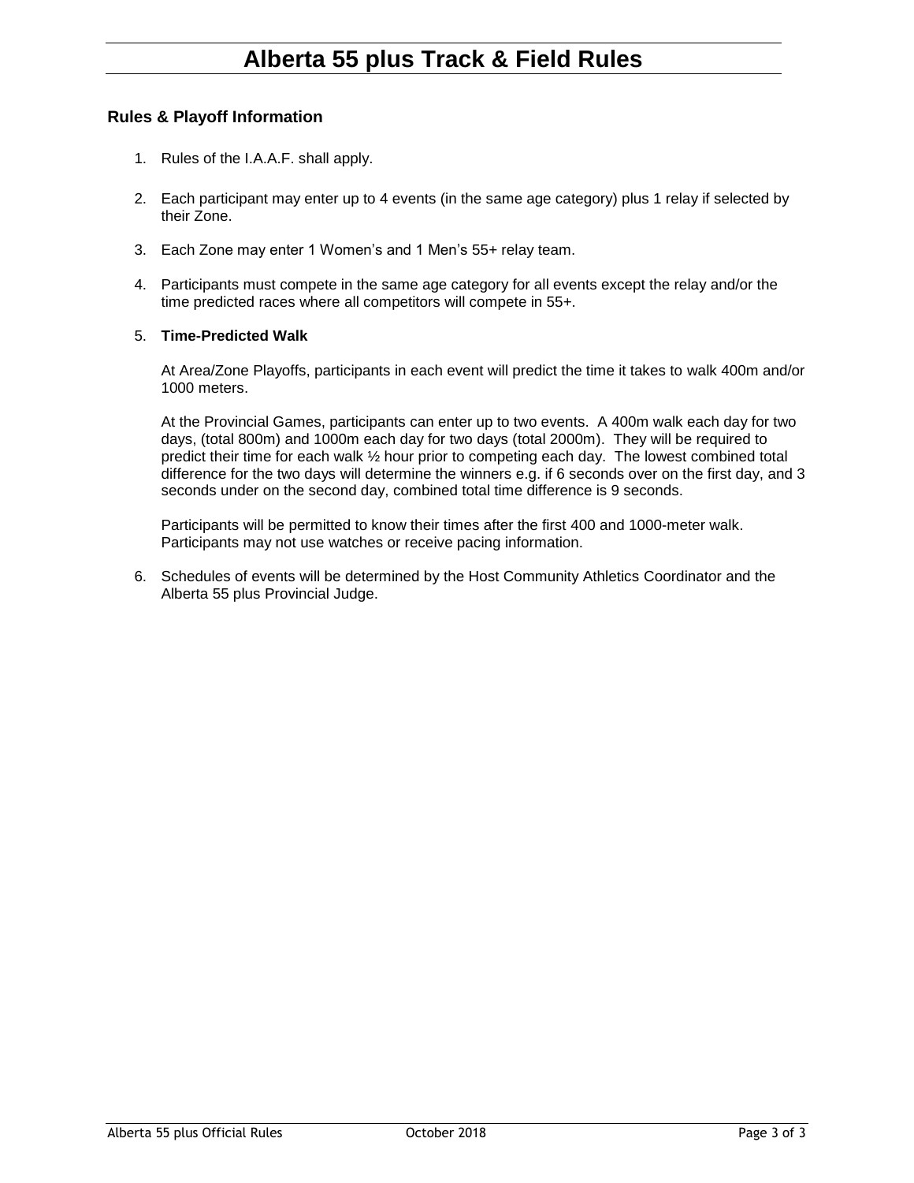# Alberta 55 plus Track & Field Rules

### Rules & Playoff Information

1. Rules of the I.A.A.F. shall apply.

2. Each participant may enter up to 4 events (in the same age category) plus 1 relay if selected by their Zone.

3. Each Zone may enter 1 Women's and 1 Men's 55+ relay team.

4. Participants must compete in the same age category for all events except the relay and/or the time predicted races where all competitors will compete in 55+.

5. **Time-Predicted Walk**

   At Area/Zone Playoffs, participants in each event will predict the time it takes to walk 400m and/or 1000 meters.

   At the Provincial Games, participants can enter up to two events. A 400m walk each day for two days, (total 800m) and 1000m each day for two days (total 2000m). They will be required to predict their time for each walk ½ hour prior to competing each day. The lowest combined total difference for the two days will determine the winners e.g. if 6 seconds over on the first day, and 3 seconds under on the second day, combined total time difference is 9 seconds.

   Participants will be permitted to know their times after the first 400 and 1000-meter walk. Participants may not use watches or receive pacing information.

6. Schedules of events will be determined by the Host Community Athletics Coordinator and the Alberta 55 plus Provincial Judge.